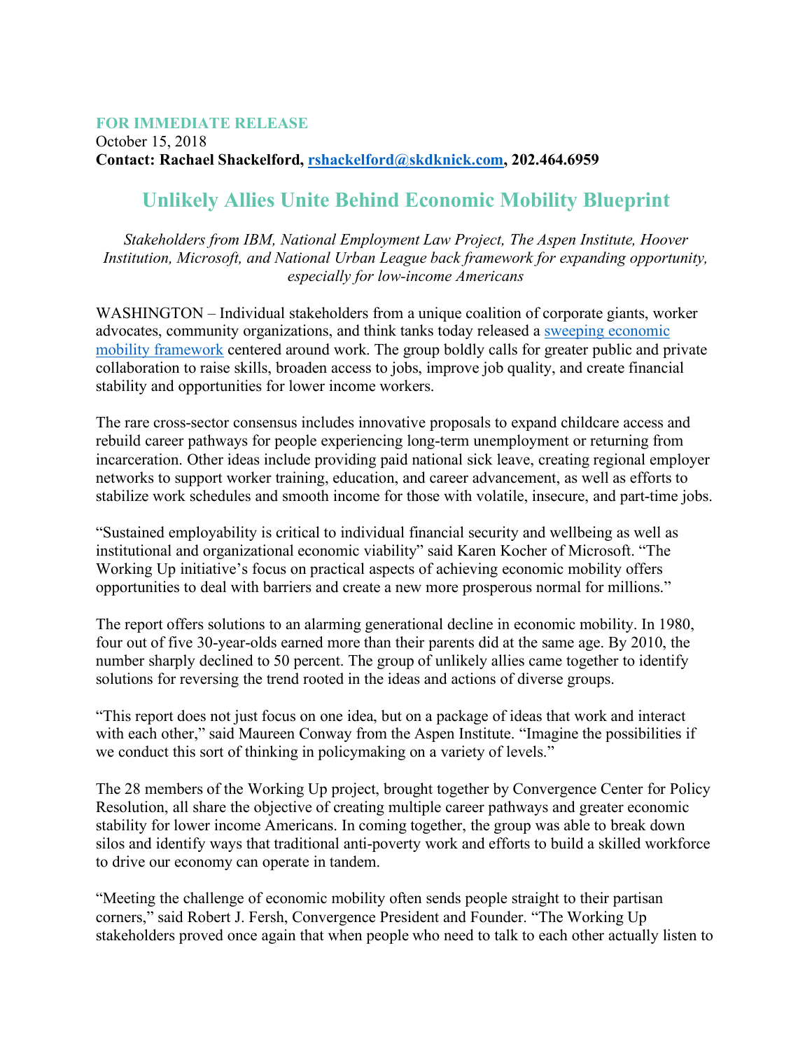**FOR IMMEDIATE RELEASE**
October 15, 2018
**Contact: Rachael Shackelford, rshackelford@skdknick.com, 202.464.6959**

# Unlikely Allies Unite Behind Economic Mobility Blueprint

*Stakeholders from IBM, National Employment Law Project, The Aspen Institute, Hoover Institution, Microsoft, and National Urban League back framework for expanding opportunity, especially for low-income Americans*

WASHINGTON – Individual stakeholders from a unique coalition of corporate giants, worker advocates, community organizations, and think tanks today released a sweeping economic mobility framework centered around work. The group boldly calls for greater public and private collaboration to raise skills, broaden access to jobs, improve job quality, and create financial stability and opportunities for lower income workers.

The rare cross-sector consensus includes innovative proposals to expand childcare access and rebuild career pathways for people experiencing long-term unemployment or returning from incarceration. Other ideas include providing paid national sick leave, creating regional employer networks to support worker training, education, and career advancement, as well as efforts to stabilize work schedules and smooth income for those with volatile, insecure, and part-time jobs.

"Sustained employability is critical to individual financial security and wellbeing as well as institutional and organizational economic viability" said Karen Kocher of Microsoft. "The Working Up initiative's focus on practical aspects of achieving economic mobility offers opportunities to deal with barriers and create a new more prosperous normal for millions."

The report offers solutions to an alarming generational decline in economic mobility. In 1980, four out of five 30-year-olds earned more than their parents did at the same age. By 2010, the number sharply declined to 50 percent. The group of unlikely allies came together to identify solutions for reversing the trend rooted in the ideas and actions of diverse groups.

"This report does not just focus on one idea, but on a package of ideas that work and interact with each other," said Maureen Conway from the Aspen Institute. "Imagine the possibilities if we conduct this sort of thinking in policymaking on a variety of levels."

The 28 members of the Working Up project, brought together by Convergence Center for Policy Resolution, all share the objective of creating multiple career pathways and greater economic stability for lower income Americans. In coming together, the group was able to break down silos and identify ways that traditional anti-poverty work and efforts to build a skilled workforce to drive our economy can operate in tandem.

"Meeting the challenge of economic mobility often sends people straight to their partisan corners," said Robert J. Fersh, Convergence President and Founder. "The Working Up stakeholders proved once again that when people who need to talk to each other actually listen to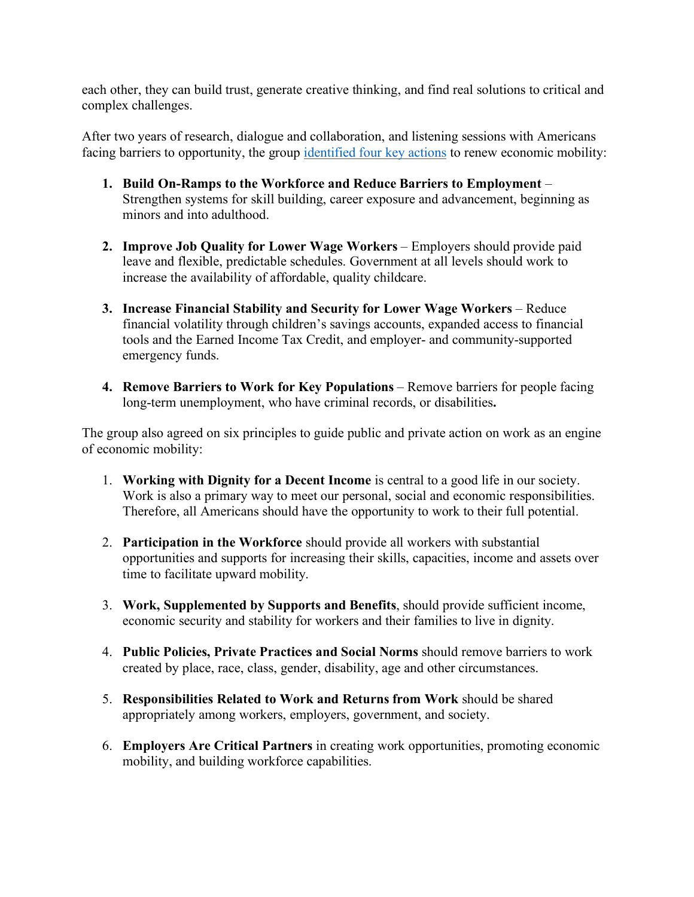each other, they can build trust, generate creative thinking, and find real solutions to critical and complex challenges.

After two years of research, dialogue and collaboration, and listening sessions with Americans facing barriers to opportunity, the group [identified four key actions] to renew economic mobility:

1. **Build On-Ramps to the Workforce and Reduce Barriers to Employment** – Strengthen systems for skill building, career exposure and advancement, beginning as minors and into adulthood.

2. **Improve Job Quality for Lower Wage Workers** – Employers should provide paid leave and flexible, predictable schedules. Government at all levels should work to increase the availability of affordable, quality childcare.

3. **Increase Financial Stability and Security for Lower Wage Workers** – Reduce financial volatility through children's savings accounts, expanded access to financial tools and the Earned Income Tax Credit, and employer- and community-supported emergency funds.

4. **Remove Barriers to Work for Key Populations** – Remove barriers for people facing long-term unemployment, who have criminal records, or disabilities**.**

The group also agreed on six principles to guide public and private action on work as an engine of economic mobility:

1. **Working with Dignity for a Decent Income** is central to a good life in our society. Work is also a primary way to meet our personal, social and economic responsibilities. Therefore, all Americans should have the opportunity to work to their full potential.

2. **Participation in the Workforce** should provide all workers with substantial opportunities and supports for increasing their skills, capacities, income and assets over time to facilitate upward mobility.

3. **Work, Supplemented by Supports and Benefits**, should provide sufficient income, economic security and stability for workers and their families to live in dignity.

4. **Public Policies, Private Practices and Social Norms** should remove barriers to work created by place, race, class, gender, disability, age and other circumstances.

5. **Responsibilities Related to Work and Returns from Work** should be shared appropriately among workers, employers, government, and society.

6. **Employers Are Critical Partners** in creating work opportunities, promoting economic mobility, and building workforce capabilities.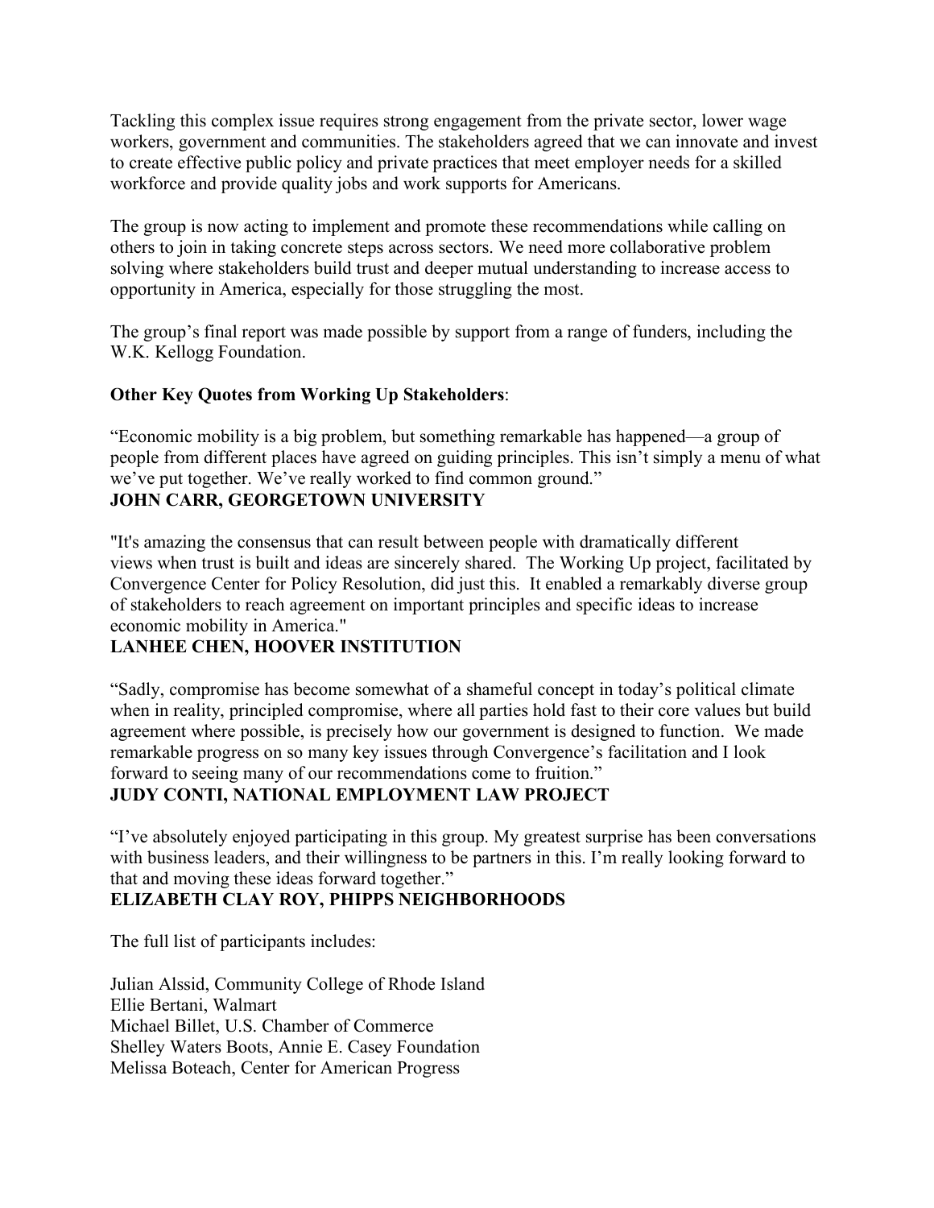Tackling this complex issue requires strong engagement from the private sector, lower wage workers, government and communities. The stakeholders agreed that we can innovate and invest to create effective public policy and private practices that meet employer needs for a skilled workforce and provide quality jobs and work supports for Americans.

The group is now acting to implement and promote these recommendations while calling on others to join in taking concrete steps across sectors. We need more collaborative problem solving where stakeholders build trust and deeper mutual understanding to increase access to opportunity in America, especially for those struggling the most.

The group's final report was made possible by support from a range of funders, including the W.K. Kellogg Foundation.

**Other Key Quotes from Working Up Stakeholders**:

"Economic mobility is a big problem, but something remarkable has happened—a group of people from different places have agreed on guiding principles. This isn't simply a menu of what we've put together. We've really worked to find common ground."
**JOHN CARR, GEORGETOWN UNIVERSITY**

"It's amazing the consensus that can result between people with dramatically different views when trust is built and ideas are sincerely shared. The Working Up project, facilitated by Convergence Center for Policy Resolution, did just this. It enabled a remarkably diverse group of stakeholders to reach agreement on important principles and specific ideas to increase economic mobility in America."
**LANHEE CHEN, HOOVER INSTITUTION**

"Sadly, compromise has become somewhat of a shameful concept in today's political climate when in reality, principled compromise, where all parties hold fast to their core values but build agreement where possible, is precisely how our government is designed to function. We made remarkable progress on so many key issues through Convergence's facilitation and I look forward to seeing many of our recommendations come to fruition."
**JUDY CONTI, NATIONAL EMPLOYMENT LAW PROJECT**

"I've absolutely enjoyed participating in this group. My greatest surprise has been conversations with business leaders, and their willingness to be partners in this. I'm really looking forward to that and moving these ideas forward together."
**ELIZABETH CLAY ROY, PHIPPS NEIGHBORHOODS**

The full list of participants includes:

Julian Alssid, Community College of Rhode Island
Ellie Bertani, Walmart
Michael Billet, U.S. Chamber of Commerce
Shelley Waters Boots, Annie E. Casey Foundation
Melissa Boteach, Center for American Progress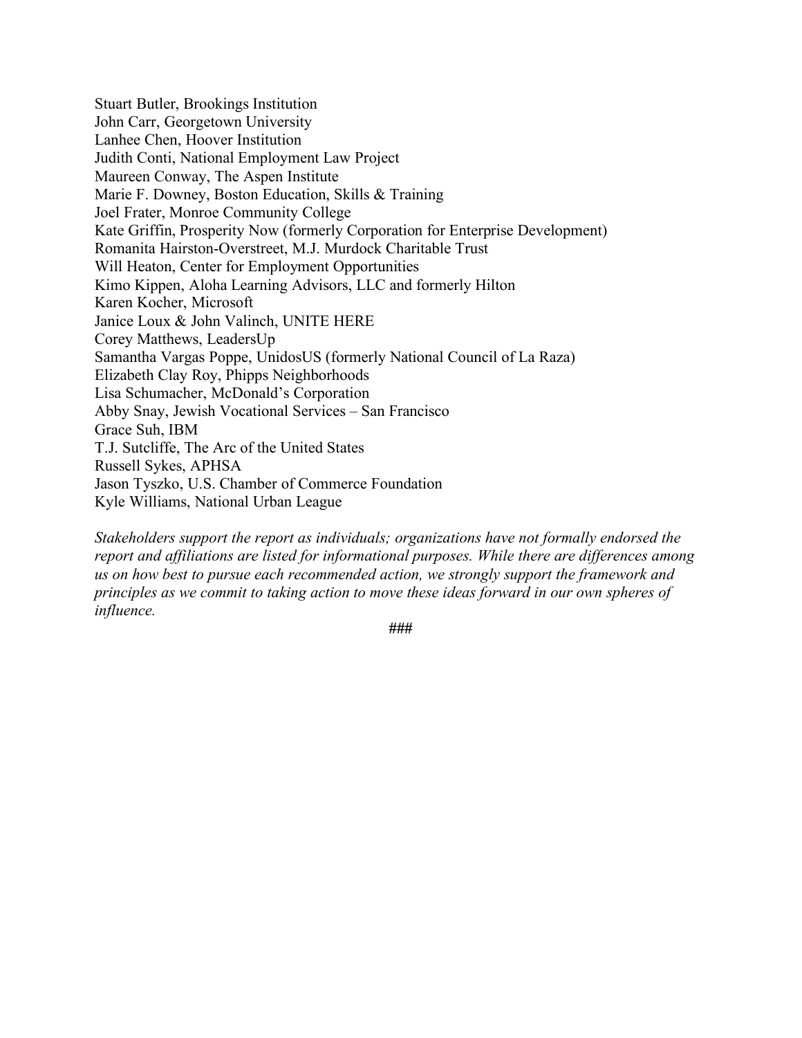Stuart Butler, Brookings Institution
John Carr, Georgetown University
Lanhee Chen, Hoover Institution
Judith Conti, National Employment Law Project
Maureen Conway, The Aspen Institute
Marie F. Downey, Boston Education, Skills & Training
Joel Frater, Monroe Community College
Kate Griffin, Prosperity Now (formerly Corporation for Enterprise Development)
Romanita Hairston-Overstreet, M.J. Murdock Charitable Trust
Will Heaton, Center for Employment Opportunities
Kimo Kippen, Aloha Learning Advisors, LLC and formerly Hilton
Karen Kocher, Microsoft
Janice Loux & John Valinch, UNITE HERE
Corey Matthews, LeadersUp
Samantha Vargas Poppe, UnidosUS (formerly National Council of La Raza)
Elizabeth Clay Roy, Phipps Neighborhoods
Lisa Schumacher, McDonald's Corporation
Abby Snay, Jewish Vocational Services – San Francisco
Grace Suh, IBM
T.J. Sutcliffe, The Arc of the United States
Russell Sykes, APHSA
Jason Tyszko, U.S. Chamber of Commerce Foundation
Kyle Williams, National Urban League

*Stakeholders support the report as individuals; organizations have not formally endorsed the report and affiliations are listed for informational purposes. While there are differences among us on how best to pursue each recommended action, we strongly support the framework and principles as we commit to taking action to move these ideas forward in our own spheres of influence.*

###